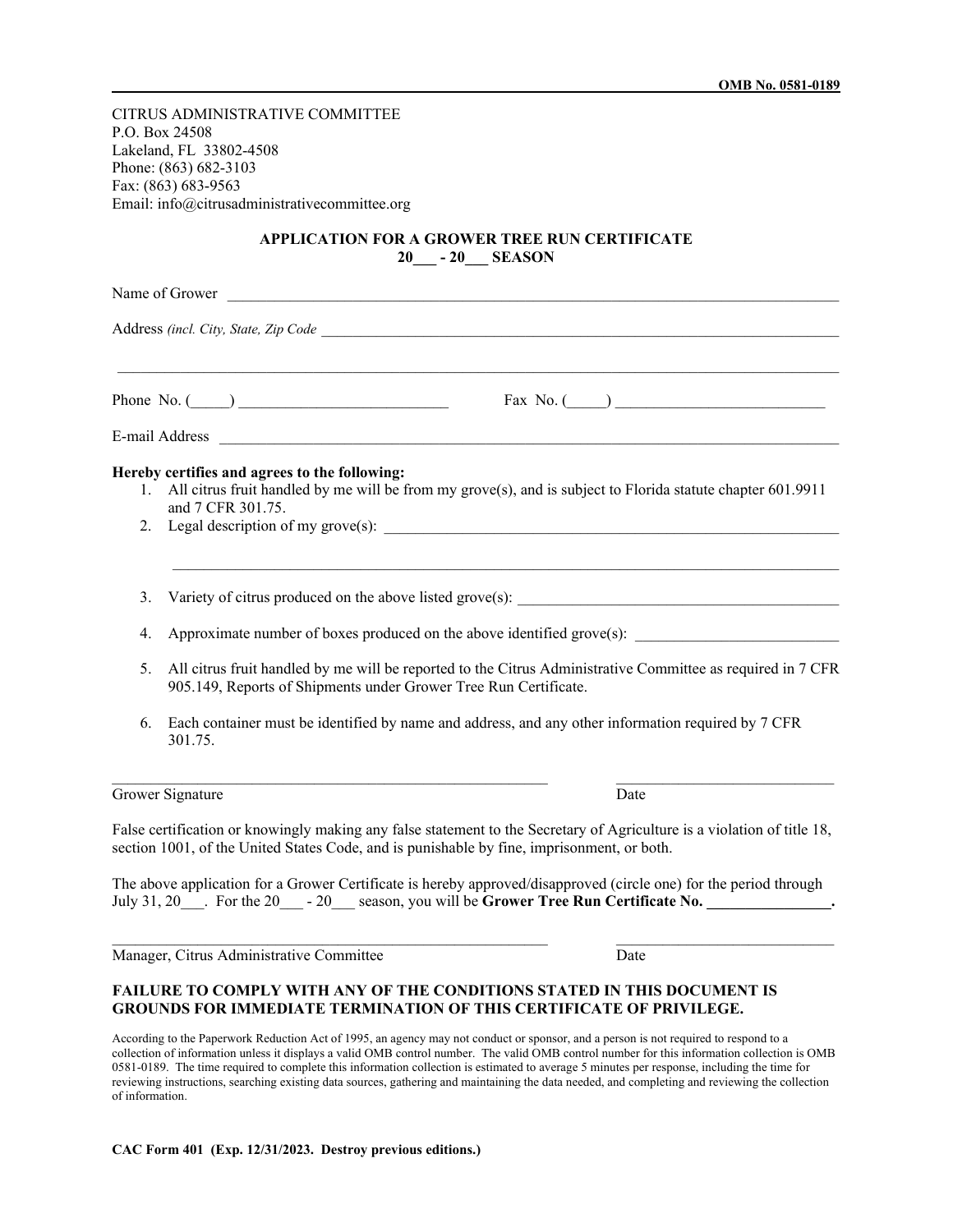OMB No. 0581-0189

CITRUS ADMINISTRATIVE COMMITTEE
P.O. Box 24508
Lakeland, FL 33802-4508
Phone: (863) 682-3103
Fax: (863) 683-9563
Email: info@citrusadministrativecommittee.org

## APPLICATION FOR A GROWER TREE RUN CERTIFICATE
## 20___ - 20___ SEASON

Name of Grower ____________________________________________________________________________

Address *(incl. City, State, Zip Code* ______________________________________________________________

__________________________________________________________________________________________

Phone No. (_____) ___________________________ Fax No. (_____) ___________________________

E-mail Address ____________________________________________________________________________

**Hereby certifies and agrees to the following:**

1. All citrus fruit handled by me will be from my grove(s), and is subject to Florida statute chapter 601.9911 and 7 CFR 301.75.
2. Legal description of my grove(s): ______________________________________________________

   ______________________________________________________________________________________
3. Variety of citrus produced on the above listed grove(s): ___________________________________________
4. Approximate number of boxes produced on the above identified grove(s): __________________________
5. All citrus fruit handled by me will be reported to the Citrus Administrative Committee as required in 7 CFR 905.149, Reports of Shipments under Grower Tree Run Certificate.
6. Each container must be identified by name and address, and any other information required by 7 CFR 301.75.

________________________________________________________ _____________________________
Grower Signature Date

False certification or knowingly making any false statement to the Secretary of Agriculture is a violation of title 18, section 1001, of the United States Code, and is punishable by fine, imprisonment, or both.

The above application for a Grower Certificate is hereby approved/disapproved (circle one) for the period through July 31, 20___. For the 20___ - 20___ season, you will be **Grower Tree Run Certificate No. ________________.**

________________________________________________________ _____________________________
Manager, Citrus Administrative Committee Date

**FAILURE TO COMPLY WITH ANY OF THE CONDITIONS STATED IN THIS DOCUMENT IS GROUNDS FOR IMMEDIATE TERMINATION OF THIS CERTIFICATE OF PRIVILEGE.**

According to the Paperwork Reduction Act of 1995, an agency may not conduct or sponsor, and a person is not required to respond to a collection of information unless it displays a valid OMB control number. The valid OMB control number for this information collection is OMB 0581-0189. The time required to complete this information collection is estimated to average 5 minutes per response, including the time for reviewing instructions, searching existing data sources, gathering and maintaining the data needed, and completing and reviewing the collection of information.

**CAC Form 401 (Exp. 12/31/2023. Destroy previous editions.)**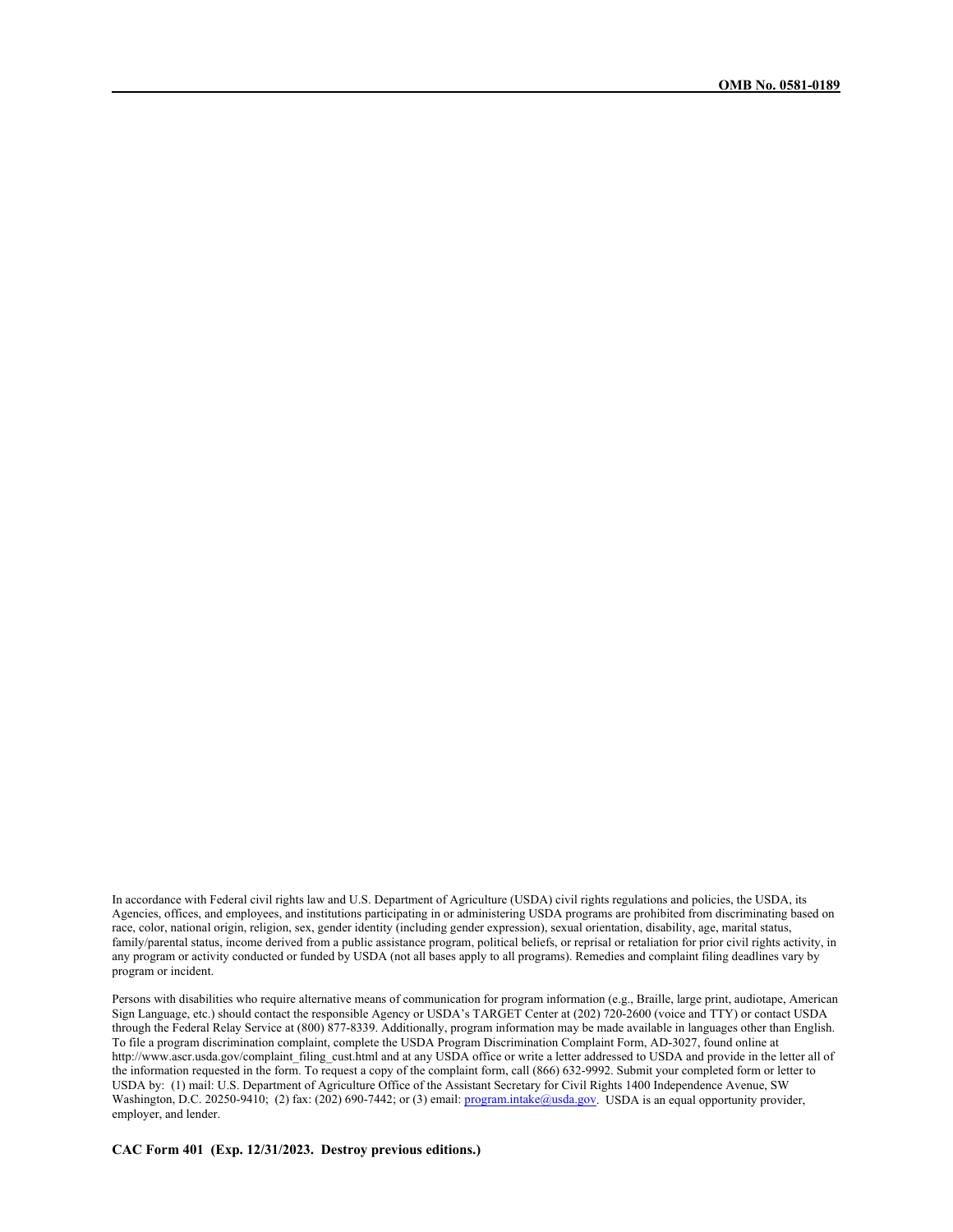OMB No. 0581-0189

In accordance with Federal civil rights law and U.S. Department of Agriculture (USDA) civil rights regulations and policies, the USDA, its Agencies, offices, and employees, and institutions participating in or administering USDA programs are prohibited from discriminating based on race, color, national origin, religion, sex, gender identity (including gender expression), sexual orientation, disability, age, marital status, family/parental status, income derived from a public assistance program, political beliefs, or reprisal or retaliation for prior civil rights activity, in any program or activity conducted or funded by USDA (not all bases apply to all programs). Remedies and complaint filing deadlines vary by program or incident.

Persons with disabilities who require alternative means of communication for program information (e.g., Braille, large print, audiotape, American Sign Language, etc.) should contact the responsible Agency or USDA's TARGET Center at (202) 720-2600 (voice and TTY) or contact USDA through the Federal Relay Service at (800) 877-8339. Additionally, program information may be made available in languages other than English. To file a program discrimination complaint, complete the USDA Program Discrimination Complaint Form, AD-3027, found online at http://www.ascr.usda.gov/complaint_filing_cust.html and at any USDA office or write a letter addressed to USDA and provide in the letter all of the information requested in the form. To request a copy of the complaint form, call (866) 632-9992. Submit your completed form or letter to USDA by: (1) mail: U.S. Department of Agriculture Office of the Assistant Secretary for Civil Rights 1400 Independence Avenue, SW Washington, D.C. 20250-9410; (2) fax: (202) 690-7442; or (3) email: program.intake@usda.gov. USDA is an equal opportunity provider, employer, and lender.

**CAC Form 401 (Exp. 12/31/2023. Destroy previous editions.)**